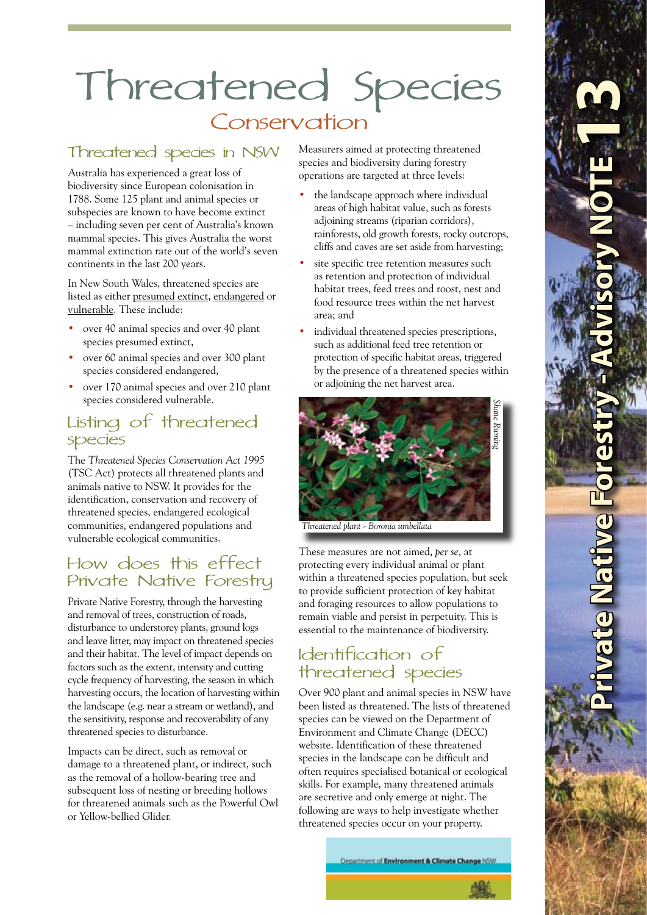# Threatened Species

## Conservation

### Threatened species in NSW

Australia has experienced a great loss of biodiversity since European colonisation in 1788. Some 125 plant and animal species or subspecies are known to have become extinct – including seven per cent of Australia's known mammal species. This gives Australia the worst mammal extinction rate out of the world's seven continents in the last 200 years.

In New South Wales, threatened species are listed as either presumed extinct, endangered or vulnerable. These include:

- over 40 animal species and over 40 plant species presumed extinct,
- over 60 animal species and over 300 plant species considered endangered,
- over 170 animal species and over 210 plant species considered vulnerable.

### Listing of threatened species

The *Threatened Species Conservation Act 1995* (TSC Act) protects all threatened plants and animals native to NSW. It provides for the identification, conservation and recovery of threatened species, endangered ecological communities, endangered populations and vulnerable ecological communities.

### How does this effect Private Native Forestry

Private Native Forestry, through the harvesting and removal of trees, construction of roads, disturbance to understorey plants, ground logs and leave litter, may impact on threatened species and their habitat. The level of impact depends on factors such as the extent, intensity and cutting cycle frequency of harvesting, the season in which harvesting occurs, the location of harvesting within the landscape (e.g. near a stream or wetland), and the sensitivity, response and recoverability of any threatened species to disturbance.

Impacts can be direct, such as removal or damage to a threatened plant, or indirect, such as the removal of a hollow-bearing tree and subsequent loss of nesting or breeding hollows for threatened animals such as the Powerful Owl or Yellow-bellied Glider.

Measurers aimed at protecting threatened species and biodiversity during forestry operations are targeted at three levels:

- the landscape approach where individual areas of high habitat value, such as forests adjoining streams (riparian corridors), rainforests, old growth forests, rocky outcrops, cliffs and caves are set aside from harvesting;
- site specific tree retention measures such as retention and protection of individual habitat trees, feed trees and roost, nest and food resource trees within the net harvest area; and
- individual threatened species prescriptions, such as additional feed tree retention or protection of specific habitat areas, triggered by the presence of a threatened species within or adjoining the net harvest area.

*Shane Ruming*

*Threatened plant - Boronia umbellata*

These measures are not aimed, *per se*, at protecting every individual animal or plant within a threatened species population, but seek to provide sufficient protection of key habitat and foraging resources to allow populations to remain viable and persist in perpetuity. This is essential to the maintenance of biodiversity.

### Identification of threatened species

Over 900 plant and animal species in NSW have been listed as threatened. The lists of threatened species can be viewed on the Department of Environment and Climate Change (DECC) website. Identification of these threatened species in the landscape can be difficult and often requires specialised botanical or ecological skills. For example, many threatened animals are secretive and only emerge at night. The following are ways to help investigate whether threatened species occur on your property.

Department of Environment & Climate Change NSW

**Private Native Forestry - Advisory NOTE 13**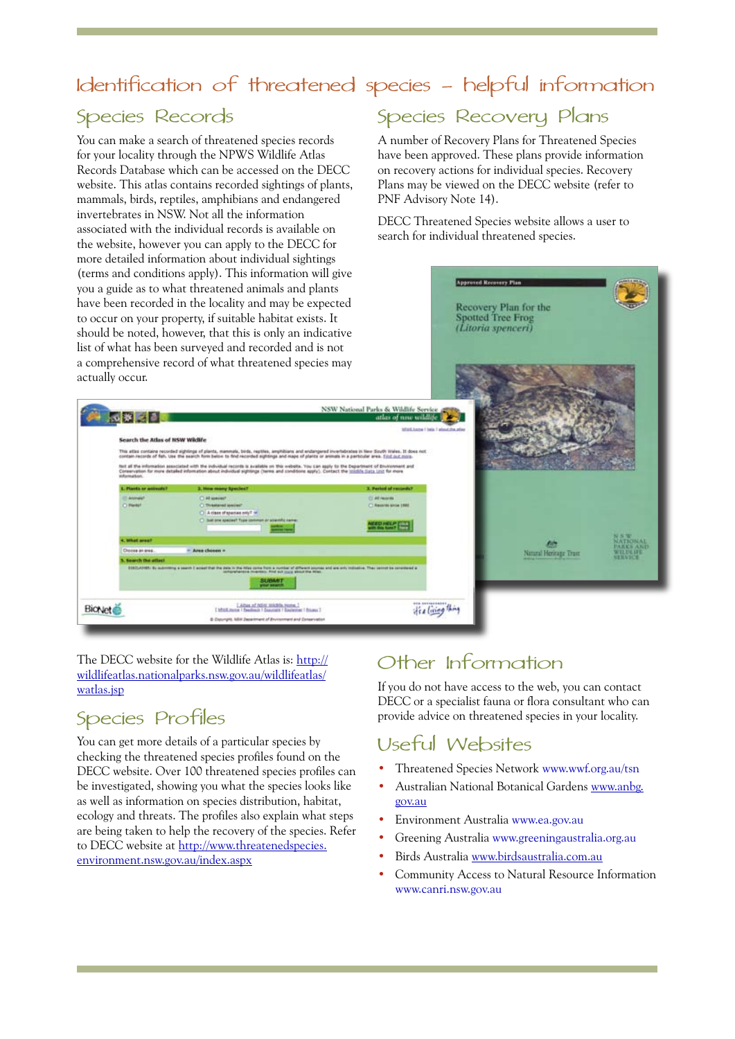# Identification of threatened species – helpful information

## Species Records

You can make a search of threatened species records for your locality through the NPWS Wildlife Atlas Records Database which can be accessed on the DECC website. This atlas contains recorded sightings of plants, mammals, birds, reptiles, amphibians and endangered invertebrates in NSW. Not all the information associated with the individual records is available on the website, however you can apply to the DECC for more detailed information about individual sightings (terms and conditions apply). This information will give you a guide as to what threatened animals and plants have been recorded in the locality and may be expected to occur on your property, if suitable habitat exists. It should be noted, however, that this is only an indicative list of what has been surveyed and recorded and is not a comprehensive record of what threatened species may actually occur.

The DECC website for the Wildlife Atlas is: http://wildlifeatlas.nationalparks.nsw.gov.au/wildlifeatlas/watlas.jsp

## Species Profiles

You can get more details of a particular species by checking the threatened species profiles found on the DECC website. Over 100 threatened species profiles can be investigated, showing you what the species looks like as well as information on species distribution, habitat, ecology and threats. The profiles also explain what steps are being taken to help the recovery of the species. Refer to DECC website at http://www.threatenedspecies.environment.nsw.gov.au/index.aspx

## Species Recovery Plans

A number of Recovery Plans for Threatened Species have been approved. These plans provide information on recovery actions for individual species. Recovery Plans may be viewed on the DECC website (refer to PNF Advisory Note 14).

DECC Threatened Species website allows a user to search for individual threatened species.

## Other Information

If you do not have access to the web, you can contact DECC or a specialist fauna or flora consultant who can provide advice on threatened species in your locality.

## Useful Websites

- Threatened Species Network www.wwf.org.au/tsn
- Australian National Botanical Gardens www.anbg.gov.au
- Environment Australia www.ea.gov.au
- Greening Australia www.greeningaustralia.org.au
- Birds Australia www.birdsaustralia.com.au
- Community Access to Natural Resource Information www.canri.nsw.gov.au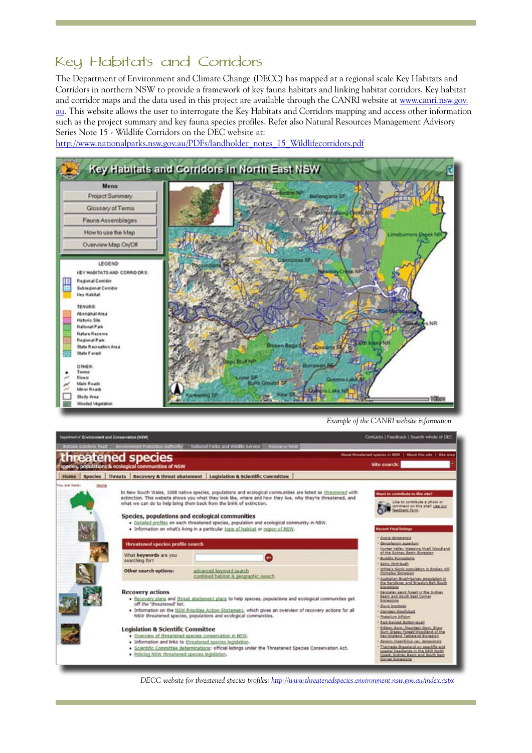# Key Habitats and Corridors

The Department of Environment and Climate Change (DECC) has mapped at a regional scale Key Habitats and Corridors in northern NSW to provide a framework of key fauna habitats and linking habitat corridors. Key habitat and corridor maps and the data used in this project are available through the CANRI website at www.canri.nsw.gov.au. This website allows the user to interrogate the Key Habitats and Corridors mapping and access other information such as the project summary and key fauna species profiles. Refer also Natural Resources Management Advisory Series Note 15 - Wildlife Corridors on the DEC website at: http://www.nationalparks.nsw.gov.au/PDFs/landholder_notes_15_Wildlifecorridors.pdf

*Example of the CANRI website information*

*DECC website for threatened species profiles:* http://www.threatenedspecies.environment.nsw.gov.au/index.aspx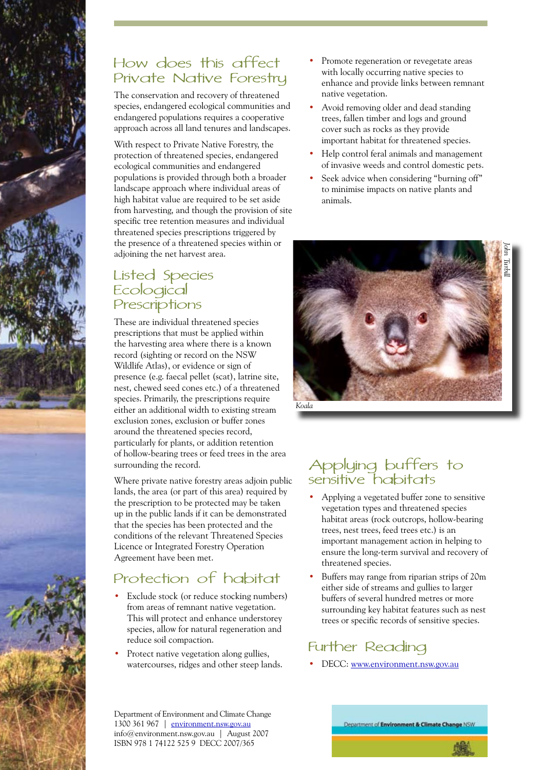## How does this affect Private Native Forestry

The conservation and recovery of threatened species, endangered ecological communities and endangered populations requires a cooperative approach across all land tenures and landscapes.

With respect to Private Native Forestry, the protection of threatened species, endangered ecological communities and endangered populations is provided through both a broader landscape approach where individual areas of high habitat value are required to be set aside from harvesting, and though the provision of site specific tree retention measures and individual threatened species prescriptions triggered by the presence of a threatened species within or adjoining the net harvest area.

## Listed Species Ecological Prescriptions

These are individual threatened species prescriptions that must be applied within the harvesting area where there is a known record (sighting or record on the NSW Wildlife Atlas), or evidence or sign of presence (e.g. faecal pellet (scat), latrine site, nest, chewed seed cones etc.) of a threatened species. Primarily, the prescriptions require either an additional width to existing stream exclusion zones, exclusion or buffer zones around the threatened species record, particularly for plants, or addition retention of hollow-bearing trees or feed trees in the area surrounding the record.

Where private native forestry areas adjoin public lands, the area (or part of this area) required by the prescription to be protected may be taken up in the public lands if it can be demonstrated that the species has been protected and the conditions of the relevant Threatened Species Licence or Integrated Forestry Operation Agreement have been met.

## Protection of habitat

- Exclude stock (or reduce stocking numbers) from areas of remnant native vegetation. This will protect and enhance understorey species, allow for natural regeneration and reduce soil compaction.
- Protect native vegetation along gullies, watercourses, ridges and other steep lands.
- Promote regeneration or revegetate areas with locally occurring native species to enhance and provide links between remnant native vegetation.
- Avoid removing older and dead standing trees, fallen timber and logs and ground cover such as rocks as they provide important habitat for threatened species.
- Help control feral animals and management of invasive weeds and control domestic pets.
- Seek advice when considering "burning off" to minimise impacts on native plants and animals.

*John Turbill*

*Koala*

## Applying buffers to sensitive habitats

- Applying a vegetated buffer zone to sensitive vegetation types and threatened species habitat areas (rock outcrops, hollow-bearing trees, nest trees, feed trees etc.) is an important management action in helping to ensure the long-term survival and recovery of threatened species.
- Buffers may range from riparian strips of 20m either side of streams and gullies to larger buffers of several hundred metres or more surrounding key habitat features such as nest trees or specific records of sensitive species.

## Further Reading

- DECC: www.environment.nsw.gov.au

Department of Environment and Climate Change
1300 361 967 | environment.nsw.gov.au
info@environment.nsw.gov.au | August 2007
ISBN 978 1 74122 525 9 DECC 2007/365

Department of Environment & Climate Change NSW